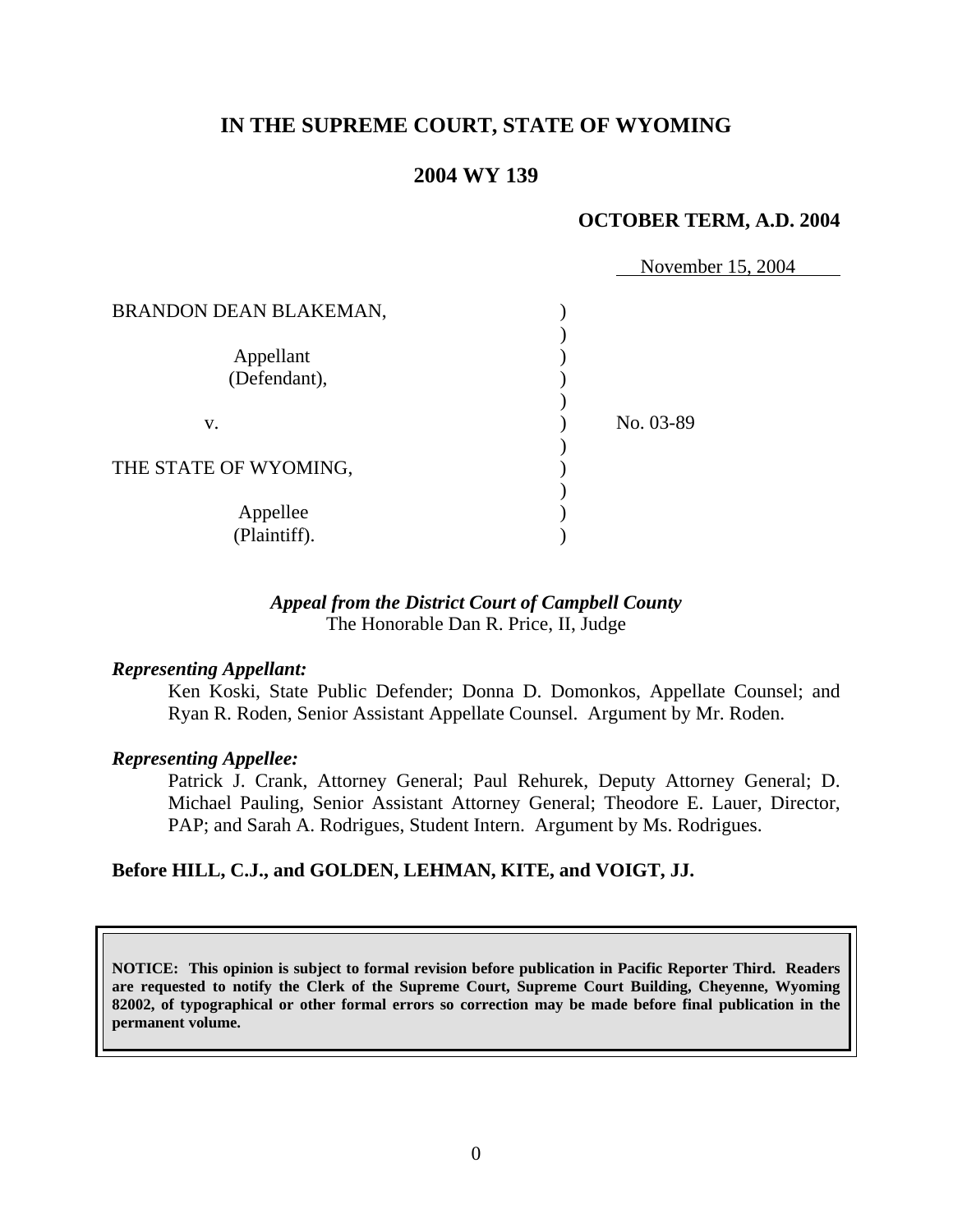# IN THE SUPREME COURT, STATE OF WYOMING

## 2004 WY 139

**OCTOBER TERM, A.D. 2004**

November 15, 2004

| | | |
|---|---|---|
| BRANDON DEAN BLAKEMAN, | ) | |
| | ) | |
| Appellant | ) | |
| (Defendant), | ) | |
| | ) | |
| v. | ) | No. 03-89 |
| | ) | |
| THE STATE OF WYOMING, | ) | |
| | ) | |
| Appellee | ) | |
| (Plaintiff). | ) | |

*Appeal from the District Court of Campbell County*
The Honorable Dan R. Price, II, Judge

***Representing Appellant:***

Ken Koski, State Public Defender; Donna D. Domonkos, Appellate Counsel; and Ryan R. Roden, Senior Assistant Appellate Counsel. Argument by Mr. Roden.

***Representing Appellee:***

Patrick J. Crank, Attorney General; Paul Rehurek, Deputy Attorney General; D. Michael Pauling, Senior Assistant Attorney General; Theodore E. Lauer, Director, PAP; and Sarah A. Rodrigues, Student Intern. Argument by Ms. Rodrigues.

**Before HILL, C.J., and GOLDEN, LEHMAN, KITE, and VOIGT, JJ.**

**NOTICE: This opinion is subject to formal revision before publication in Pacific Reporter Third. Readers are requested to notify the Clerk of the Supreme Court, Supreme Court Building, Cheyenne, Wyoming 82002, of typographical or other formal errors so correction may be made before final publication in the permanent volume.**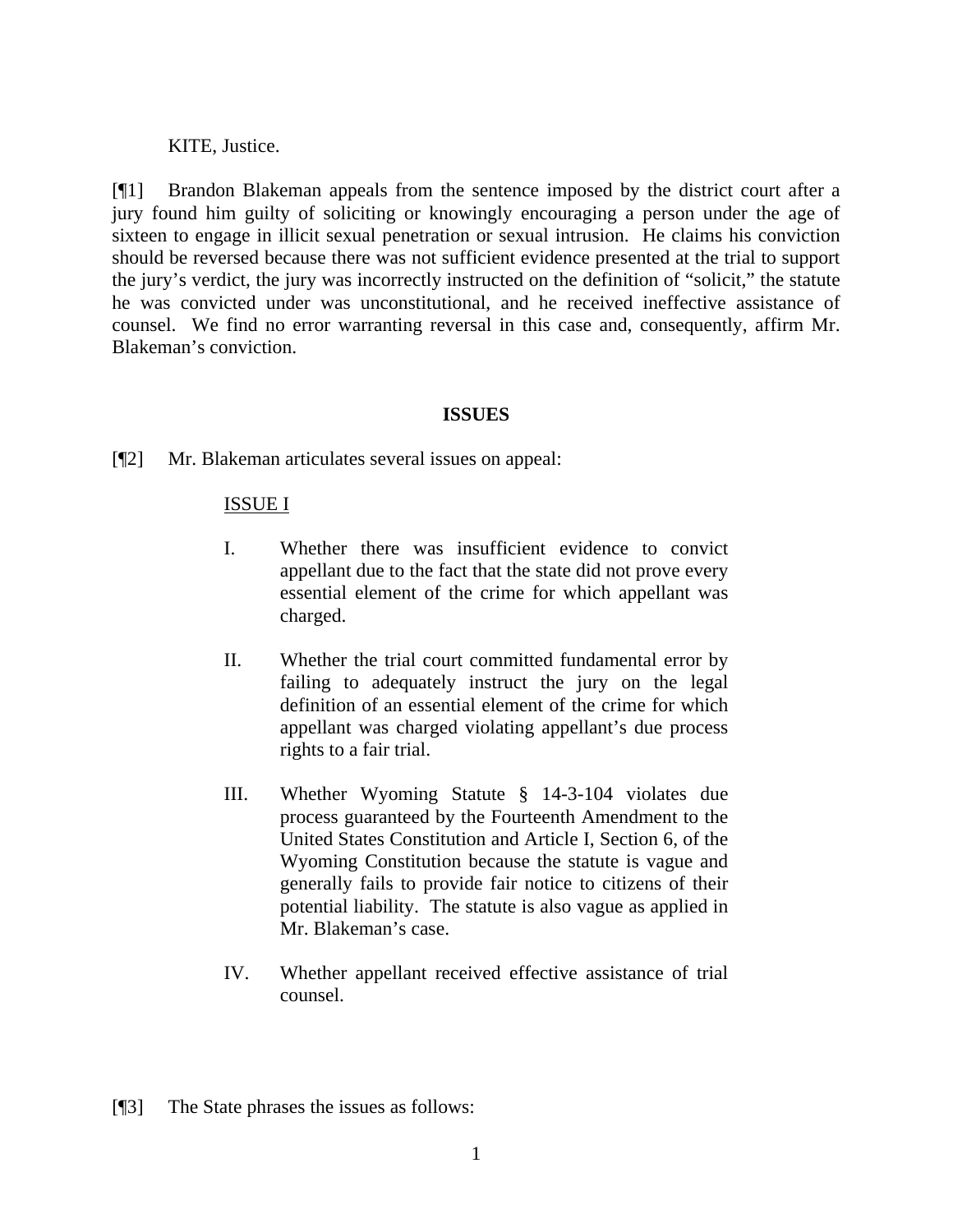KITE, Justice.

[¶1] Brandon Blakeman appeals from the sentence imposed by the district court after a jury found him guilty of soliciting or knowingly encouraging a person under the age of sixteen to engage in illicit sexual penetration or sexual intrusion. He claims his conviction should be reversed because there was not sufficient evidence presented at the trial to support the jury's verdict, the jury was incorrectly instructed on the definition of "solicit," the statute he was convicted under was unconstitutional, and he received ineffective assistance of counsel. We find no error warranting reversal in this case and, consequently, affirm Mr. Blakeman's conviction.

## ISSUES

[¶2] Mr. Blakeman articulates several issues on appeal:

<u>ISSUE I</u>

I. Whether there was insufficient evidence to convict appellant due to the fact that the state did not prove every essential element of the crime for which appellant was charged.

II. Whether the trial court committed fundamental error by failing to adequately instruct the jury on the legal definition of an essential element of the crime for which appellant was charged violating appellant's due process rights to a fair trial.

III. Whether Wyoming Statute § 14-3-104 violates due process guaranteed by the Fourteenth Amendment to the United States Constitution and Article I, Section 6, of the Wyoming Constitution because the statute is vague and generally fails to provide fair notice to citizens of their potential liability. The statute is also vague as applied in Mr. Blakeman's case.

IV. Whether appellant received effective assistance of trial counsel.

[¶3] The State phrases the issues as follows: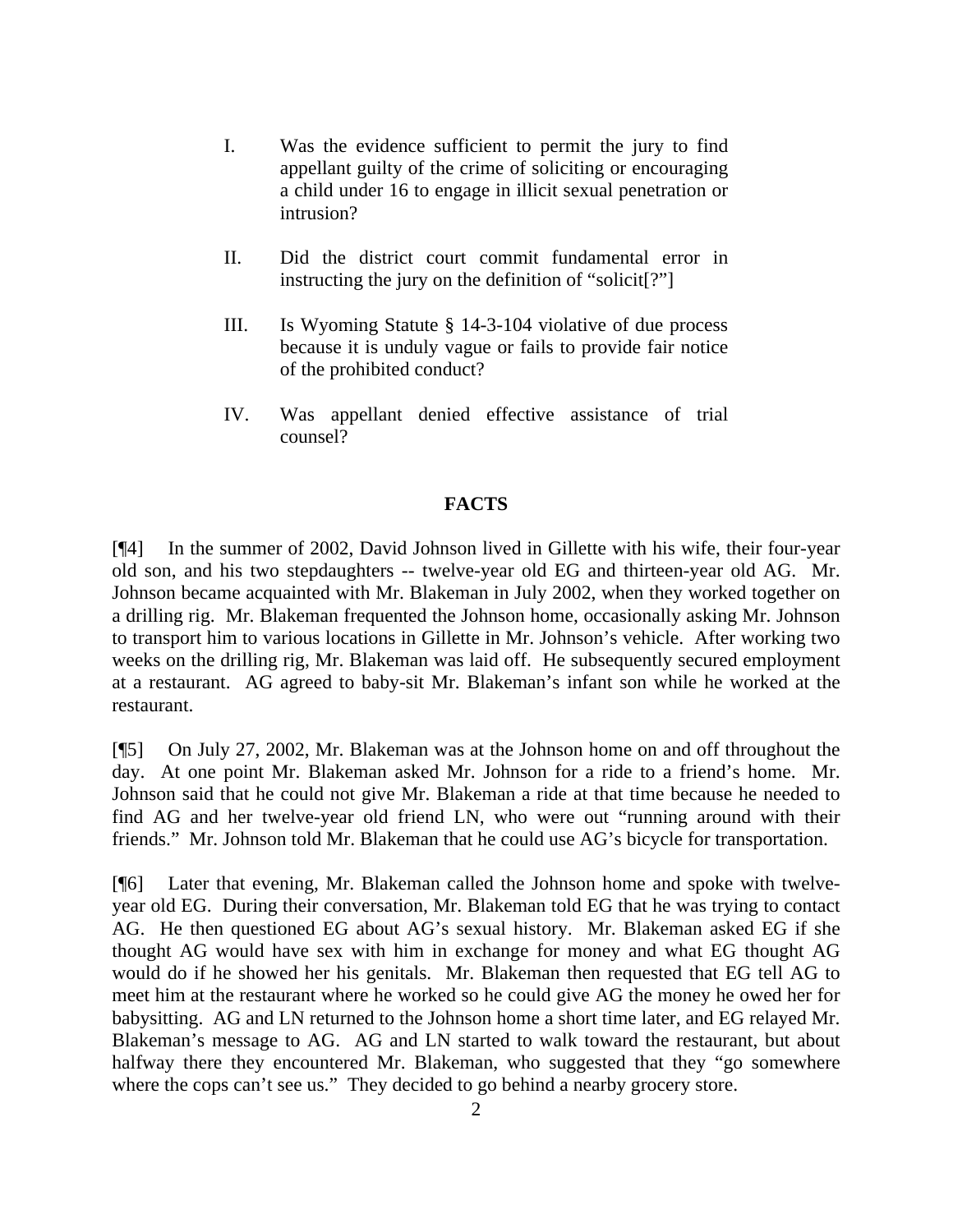I. Was the evidence sufficient to permit the jury to find appellant guilty of the crime of soliciting or encouraging a child under 16 to engage in illicit sexual penetration or intrusion?

II. Did the district court commit fundamental error in instructing the jury on the definition of "solicit[?"]

III. Is Wyoming Statute § 14-3-104 violative of due process because it is unduly vague or fails to provide fair notice of the prohibited conduct?

IV. Was appellant denied effective assistance of trial counsel?

## FACTS

[¶4] In the summer of 2002, David Johnson lived in Gillette with his wife, their four-year old son, and his two stepdaughters -- twelve-year old EG and thirteen-year old AG. Mr. Johnson became acquainted with Mr. Blakeman in July 2002, when they worked together on a drilling rig. Mr. Blakeman frequented the Johnson home, occasionally asking Mr. Johnson to transport him to various locations in Gillette in Mr. Johnson's vehicle. After working two weeks on the drilling rig, Mr. Blakeman was laid off. He subsequently secured employment at a restaurant. AG agreed to baby-sit Mr. Blakeman's infant son while he worked at the restaurant.

[¶5] On July 27, 2002, Mr. Blakeman was at the Johnson home on and off throughout the day. At one point Mr. Blakeman asked Mr. Johnson for a ride to a friend's home. Mr. Johnson said that he could not give Mr. Blakeman a ride at that time because he needed to find AG and her twelve-year old friend LN, who were out "running around with their friends." Mr. Johnson told Mr. Blakeman that he could use AG's bicycle for transportation.

[¶6] Later that evening, Mr. Blakeman called the Johnson home and spoke with twelve-year old EG. During their conversation, Mr. Blakeman told EG that he was trying to contact AG. He then questioned EG about AG's sexual history. Mr. Blakeman asked EG if she thought AG would have sex with him in exchange for money and what EG thought AG would do if he showed her his genitals. Mr. Blakeman then requested that EG tell AG to meet him at the restaurant where he worked so he could give AG the money he owed her for babysitting. AG and LN returned to the Johnson home a short time later, and EG relayed Mr. Blakeman's message to AG. AG and LN started to walk toward the restaurant, but about halfway there they encountered Mr. Blakeman, who suggested that they "go somewhere where the cops can't see us." They decided to go behind a nearby grocery store.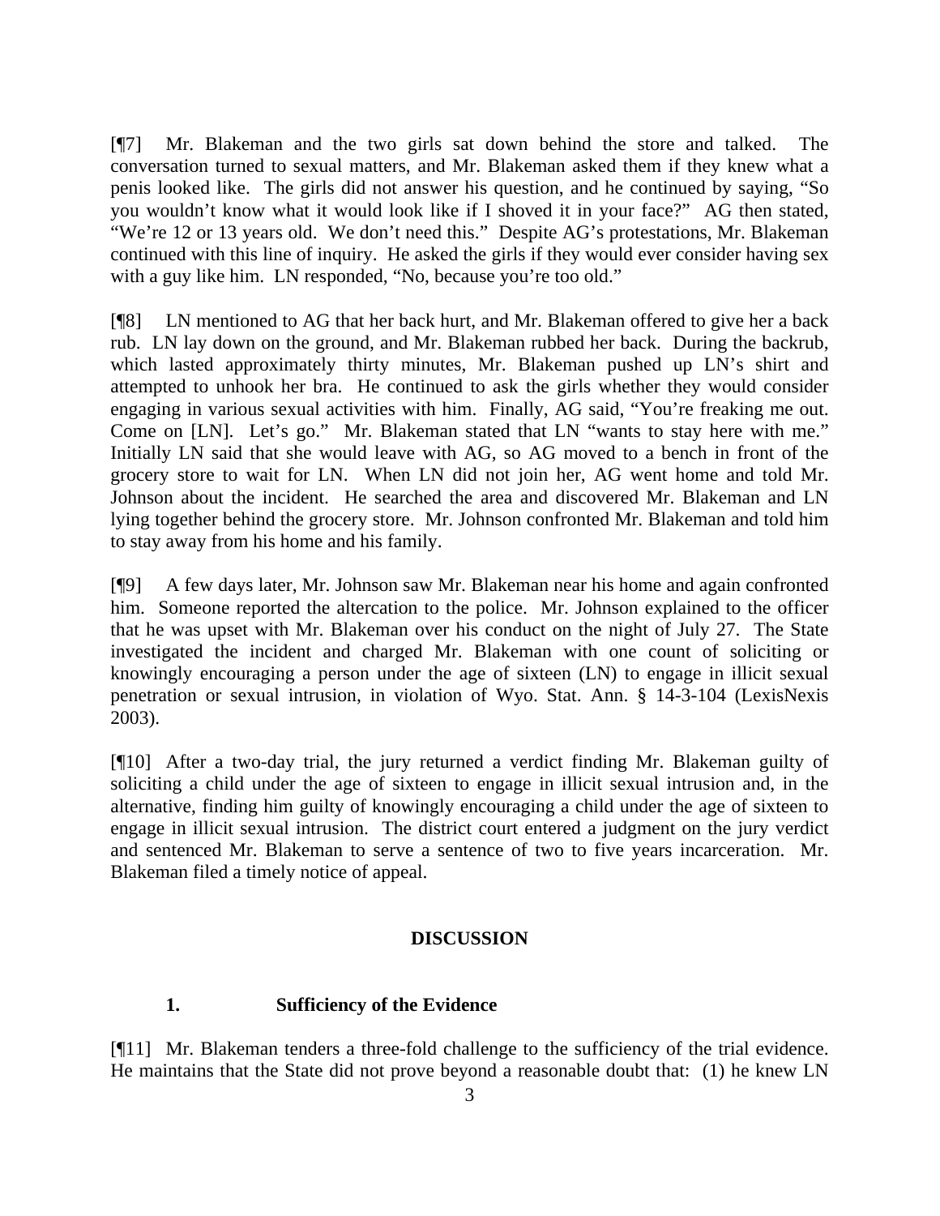[¶7] Mr. Blakeman and the two girls sat down behind the store and talked. The conversation turned to sexual matters, and Mr. Blakeman asked them if they knew what a penis looked like. The girls did not answer his question, and he continued by saying, "So you wouldn't know what it would look like if I shoved it in your face?" AG then stated, "We're 12 or 13 years old. We don't need this." Despite AG's protestations, Mr. Blakeman continued with this line of inquiry. He asked the girls if they would ever consider having sex with a guy like him. LN responded, "No, because you're too old."

[¶8] LN mentioned to AG that her back hurt, and Mr. Blakeman offered to give her a back rub. LN lay down on the ground, and Mr. Blakeman rubbed her back. During the backrub, which lasted approximately thirty minutes, Mr. Blakeman pushed up LN's shirt and attempted to unhook her bra. He continued to ask the girls whether they would consider engaging in various sexual activities with him. Finally, AG said, "You're freaking me out. Come on [LN]. Let's go." Mr. Blakeman stated that LN "wants to stay here with me." Initially LN said that she would leave with AG, so AG moved to a bench in front of the grocery store to wait for LN. When LN did not join her, AG went home and told Mr. Johnson about the incident. He searched the area and discovered Mr. Blakeman and LN lying together behind the grocery store. Mr. Johnson confronted Mr. Blakeman and told him to stay away from his home and his family.

[¶9] A few days later, Mr. Johnson saw Mr. Blakeman near his home and again confronted him. Someone reported the altercation to the police. Mr. Johnson explained to the officer that he was upset with Mr. Blakeman over his conduct on the night of July 27. The State investigated the incident and charged Mr. Blakeman with one count of soliciting or knowingly encouraging a person under the age of sixteen (LN) to engage in illicit sexual penetration or sexual intrusion, in violation of Wyo. Stat. Ann. § 14-3-104 (LexisNexis 2003).

[¶10] After a two-day trial, the jury returned a verdict finding Mr. Blakeman guilty of soliciting a child under the age of sixteen to engage in illicit sexual intrusion and, in the alternative, finding him guilty of knowingly encouraging a child under the age of sixteen to engage in illicit sexual intrusion. The district court entered a judgment on the jury verdict and sentenced Mr. Blakeman to serve a sentence of two to five years incarceration. Mr. Blakeman filed a timely notice of appeal.

## DISCUSSION

### 1. Sufficiency of the Evidence

[¶11] Mr. Blakeman tenders a three-fold challenge to the sufficiency of the trial evidence. He maintains that the State did not prove beyond a reasonable doubt that: (1) he knew LN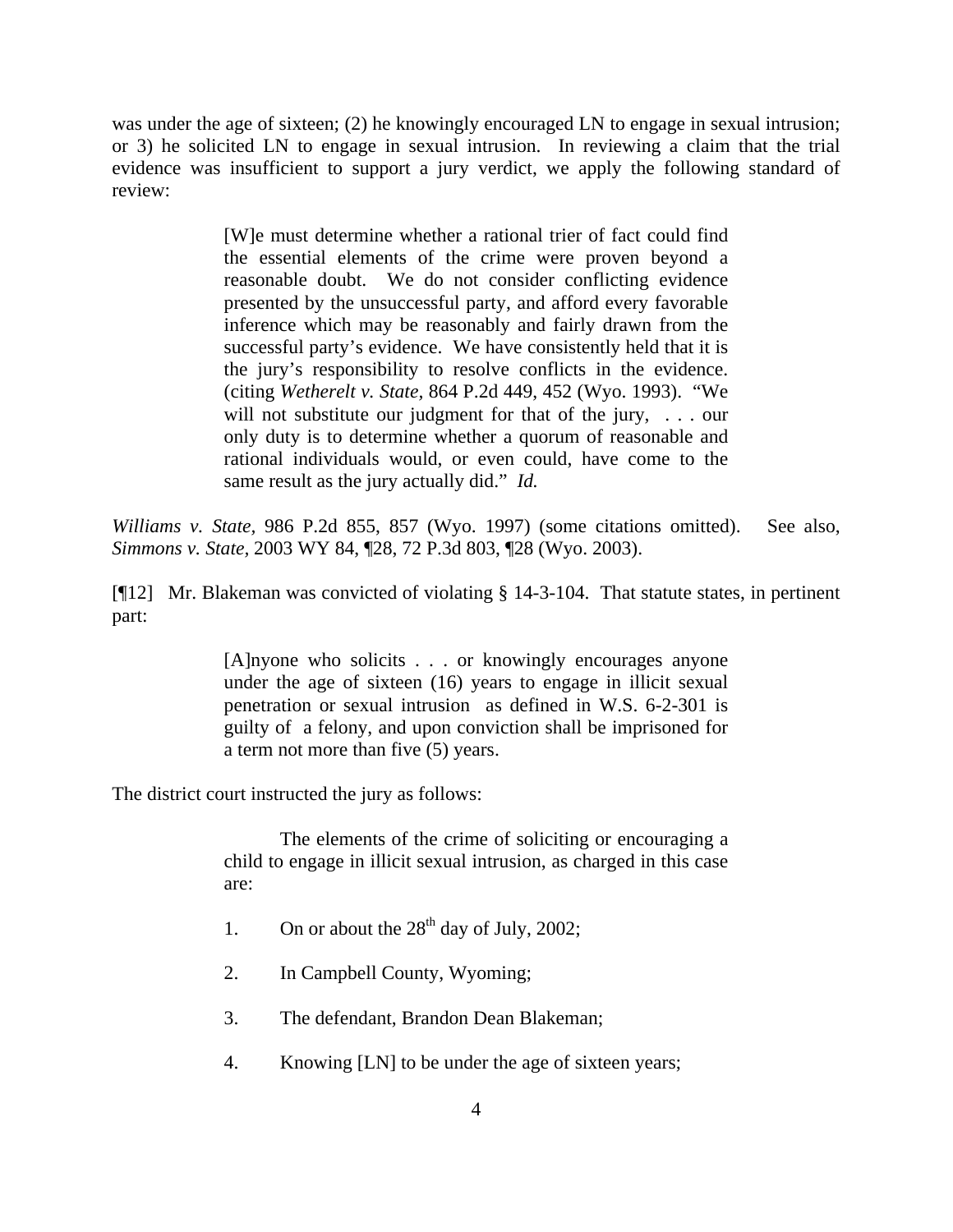was under the age of sixteen; (2) he knowingly encouraged LN to engage in sexual intrusion; or 3) he solicited LN to engage in sexual intrusion. In reviewing a claim that the trial evidence was insufficient to support a jury verdict, we apply the following standard of review:

> [W]e must determine whether a rational trier of fact could find the essential elements of the crime were proven beyond a reasonable doubt. We do not consider conflicting evidence presented by the unsuccessful party, and afford every favorable inference which may be reasonably and fairly drawn from the successful party's evidence. We have consistently held that it is the jury's responsibility to resolve conflicts in the evidence. (citing *Wetherelt v. State*, 864 P.2d 449, 452 (Wyo. 1993). "We will not substitute our judgment for that of the jury, . . . our only duty is to determine whether a quorum of reasonable and rational individuals would, or even could, have come to the same result as the jury actually did." *Id.*

*Williams v. State*, 986 P.2d 855, 857 (Wyo. 1997) (some citations omitted). See also, *Simmons v. State*, 2003 WY 84, ¶28, 72 P.3d 803, ¶28 (Wyo. 2003).

[¶12] Mr. Blakeman was convicted of violating § 14-3-104. That statute states, in pertinent part:

> [A]nyone who solicits . . . or knowingly encourages anyone under the age of sixteen (16) years to engage in illicit sexual penetration or sexual intrusion as defined in W.S. 6-2-301 is guilty of a felony, and upon conviction shall be imprisoned for a term not more than five (5) years.

The district court instructed the jury as follows:

> The elements of the crime of soliciting or encouraging a child to engage in illicit sexual intrusion, as charged in this case are:
>
> 1. On or about the 28th day of July, 2002;
>
> 2. In Campbell County, Wyoming;
>
> 3. The defendant, Brandon Dean Blakeman;
>
> 4. Knowing [LN] to be under the age of sixteen years;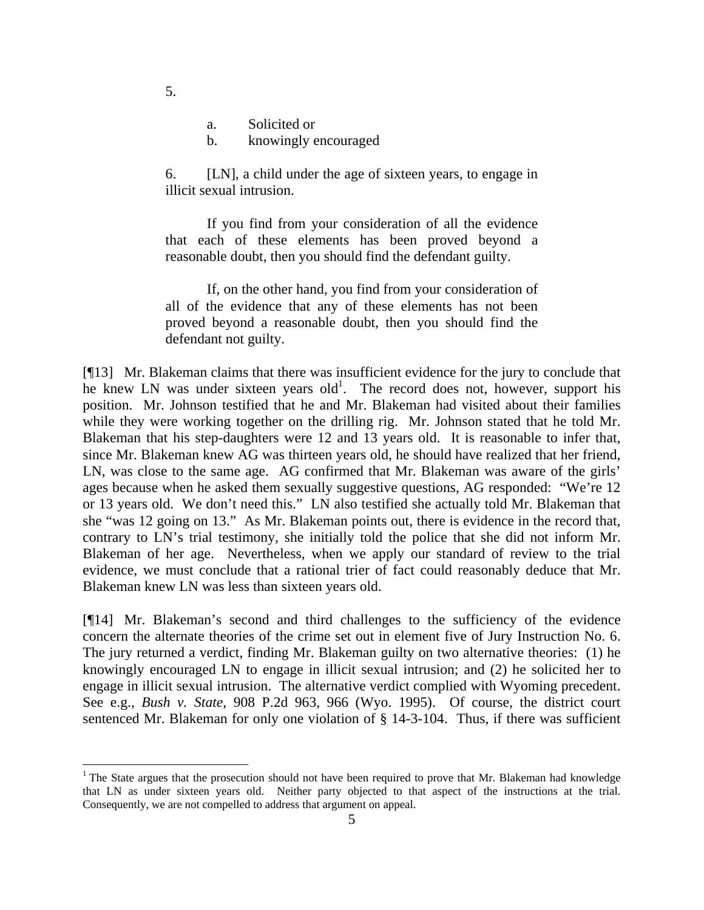5.

   a. Solicited or

   b. knowingly encouraged

6. [LN], a child under the age of sixteen years, to engage in illicit sexual intrusion.

If you find from your consideration of all the evidence that each of these elements has been proved beyond a reasonable doubt, then you should find the defendant guilty.

If, on the other hand, you find from your consideration of all of the evidence that any of these elements has not been proved beyond a reasonable doubt, then you should find the defendant not guilty.

[¶13] Mr. Blakeman claims that there was insufficient evidence for the jury to conclude that he knew LN was under sixteen years old[1]. The record does not, however, support his position. Mr. Johnson testified that he and Mr. Blakeman had visited about their families while they were working together on the drilling rig. Mr. Johnson stated that he told Mr. Blakeman that his step-daughters were 12 and 13 years old. It is reasonable to infer that, since Mr. Blakeman knew AG was thirteen years old, he should have realized that her friend, LN, was close to the same age. AG confirmed that Mr. Blakeman was aware of the girls' ages because when he asked them sexually suggestive questions, AG responded: "We're 12 or 13 years old. We don't need this." LN also testified she actually told Mr. Blakeman that she "was 12 going on 13." As Mr. Blakeman points out, there is evidence in the record that, contrary to LN's trial testimony, she initially told the police that she did not inform Mr. Blakeman of her age. Nevertheless, when we apply our standard of review to the trial evidence, we must conclude that a rational trier of fact could reasonably deduce that Mr. Blakeman knew LN was less than sixteen years old.

[¶14] Mr. Blakeman's second and third challenges to the sufficiency of the evidence concern the alternate theories of the crime set out in element five of Jury Instruction No. 6. The jury returned a verdict, finding Mr. Blakeman guilty on two alternative theories: (1) he knowingly encouraged LN to engage in illicit sexual intrusion; and (2) he solicited her to engage in illicit sexual intrusion. The alternative verdict complied with Wyoming precedent. See e.g., *Bush v. State*, 908 P.2d 963, 966 (Wyo. 1995). Of course, the district court sentenced Mr. Blakeman for only one violation of § 14-3-104. Thus, if there was sufficient

---

[1] The State argues that the prosecution should not have been required to prove that Mr. Blakeman had knowledge that LN as under sixteen years old. Neither party objected to that aspect of the instructions at the trial. Consequently, we are not compelled to address that argument on appeal.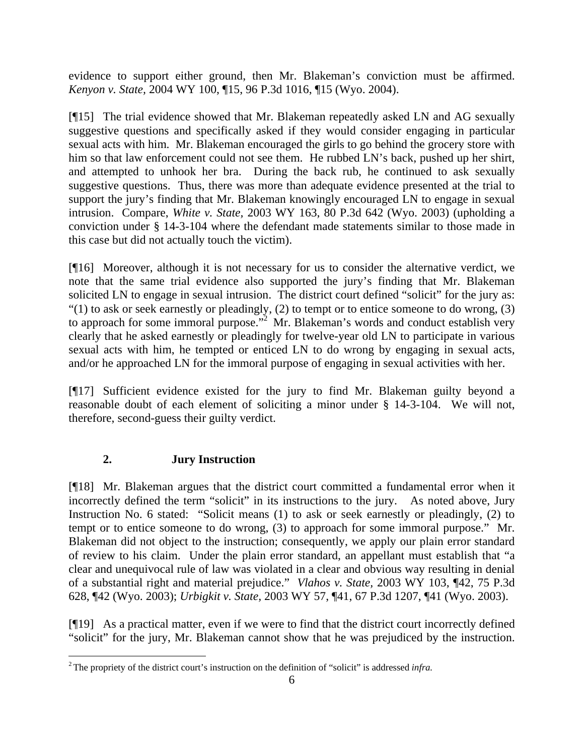evidence to support either ground, then Mr. Blakeman's conviction must be affirmed. *Kenyon v. State,* 2004 WY 100, ¶15, 96 P.3d 1016, ¶15 (Wyo. 2004).

[¶15] The trial evidence showed that Mr. Blakeman repeatedly asked LN and AG sexually suggestive questions and specifically asked if they would consider engaging in particular sexual acts with him. Mr. Blakeman encouraged the girls to go behind the grocery store with him so that law enforcement could not see them. He rubbed LN's back, pushed up her shirt, and attempted to unhook her bra. During the back rub, he continued to ask sexually suggestive questions. Thus, there was more than adequate evidence presented at the trial to support the jury's finding that Mr. Blakeman knowingly encouraged LN to engage in sexual intrusion. Compare, *White v. State*, 2003 WY 163, 80 P.3d 642 (Wyo. 2003) (upholding a conviction under § 14-3-104 where the defendant made statements similar to those made in this case but did not actually touch the victim).

[¶16] Moreover, although it is not necessary for us to consider the alternative verdict, we note that the same trial evidence also supported the jury's finding that Mr. Blakeman solicited LN to engage in sexual intrusion. The district court defined "solicit" for the jury as: "(1) to ask or seek earnestly or pleadingly, (2) to tempt or to entice someone to do wrong, (3) to approach for some immoral purpose."[2] Mr. Blakeman's words and conduct establish very clearly that he asked earnestly or pleadingly for twelve-year old LN to participate in various sexual acts with him, he tempted or enticed LN to do wrong by engaging in sexual acts, and/or he approached LN for the immoral purpose of engaging in sexual activities with her.

[¶17] Sufficient evidence existed for the jury to find Mr. Blakeman guilty beyond a reasonable doubt of each element of soliciting a minor under § 14-3-104. We will not, therefore, second-guess their guilty verdict.

### 2. Jury Instruction

[¶18] Mr. Blakeman argues that the district court committed a fundamental error when it incorrectly defined the term "solicit" in its instructions to the jury. As noted above, Jury Instruction No. 6 stated: "Solicit means (1) to ask or seek earnestly or pleadingly, (2) to tempt or to entice someone to do wrong, (3) to approach for some immoral purpose." Mr. Blakeman did not object to the instruction; consequently, we apply our plain error standard of review to his claim. Under the plain error standard, an appellant must establish that "a clear and unequivocal rule of law was violated in a clear and obvious way resulting in denial of a substantial right and material prejudice." *Vlahos v. State,* 2003 WY 103, ¶42, 75 P.3d 628, ¶42 (Wyo. 2003); *Urbigkit v. State,* 2003 WY 57, ¶41, 67 P.3d 1207, ¶41 (Wyo. 2003).

[¶19] As a practical matter, even if we were to find that the district court incorrectly defined "solicit" for the jury, Mr. Blakeman cannot show that he was prejudiced by the instruction.

[2] The propriety of the district court's instruction on the definition of "solicit" is addressed *infra.*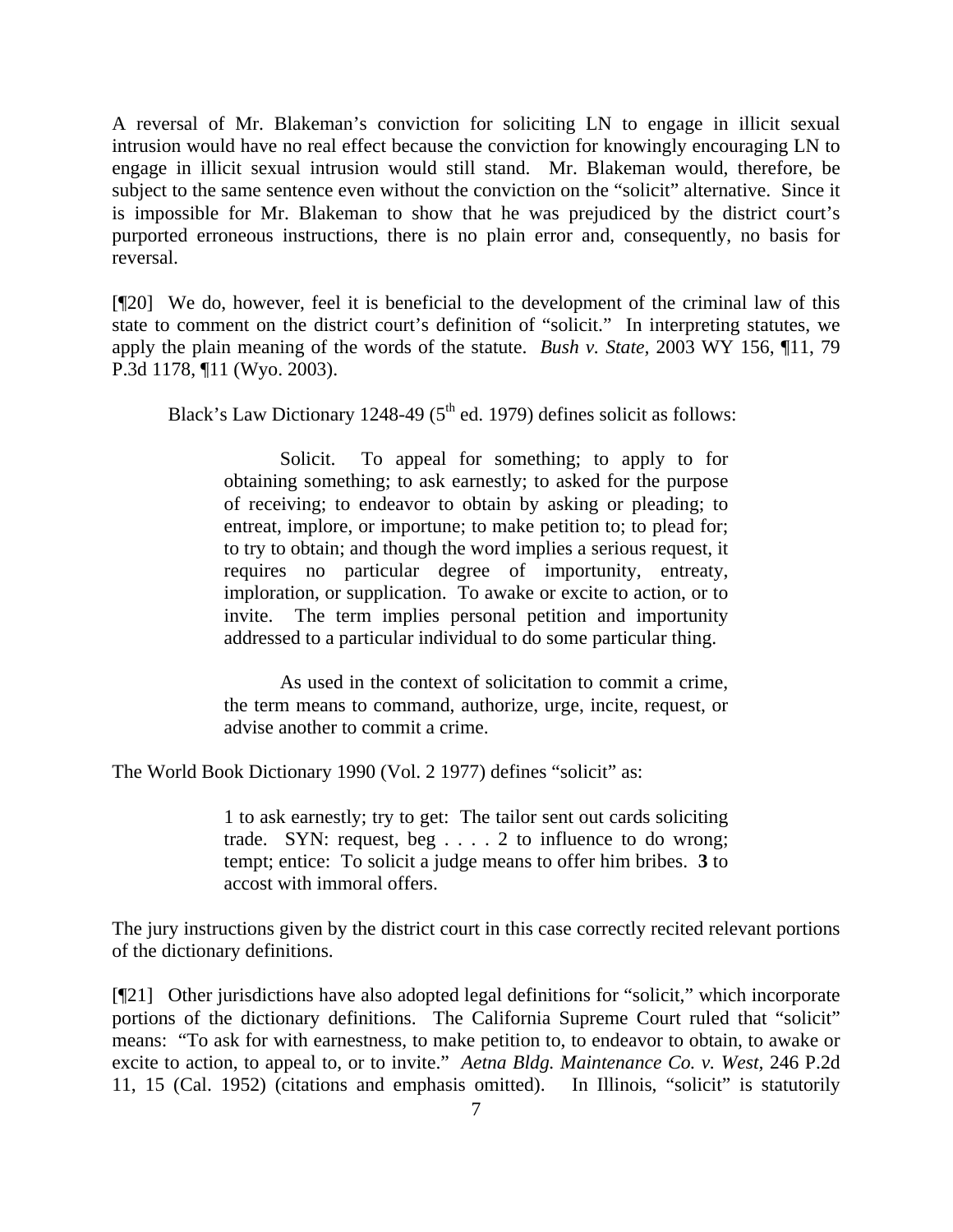A reversal of Mr. Blakeman's conviction for soliciting LN to engage in illicit sexual intrusion would have no real effect because the conviction for knowingly encouraging LN to engage in illicit sexual intrusion would still stand. Mr. Blakeman would, therefore, be subject to the same sentence even without the conviction on the "solicit" alternative. Since it is impossible for Mr. Blakeman to show that he was prejudiced by the district court's purported erroneous instructions, there is no plain error and, consequently, no basis for reversal.

[¶20] We do, however, feel it is beneficial to the development of the criminal law of this state to comment on the district court's definition of "solicit." In interpreting statutes, we apply the plain meaning of the words of the statute. *Bush v. State,* 2003 WY 156, ¶11, 79 P.3d 1178, ¶11 (Wyo. 2003).

Black's Law Dictionary 1248-49 (5th ed. 1979) defines solicit as follows:

> Solicit. To appeal for something; to apply to for obtaining something; to ask earnestly; to asked for the purpose of receiving; to endeavor to obtain by asking or pleading; to entreat, implore, or importune; to make petition to; to plead for; to try to obtain; and though the word implies a serious request, it requires no particular degree of importunity, entreaty, imploration, or supplication. To awake or excite to action, or to invite. The term implies personal petition and importunity addressed to a particular individual to do some particular thing.
>
> As used in the context of solicitation to commit a crime, the term means to command, authorize, urge, incite, request, or advise another to commit a crime.

The World Book Dictionary 1990 (Vol. 2 1977) defines "solicit" as:

> 1 to ask earnestly; try to get: The tailor sent out cards soliciting trade. SYN: request, beg . . . . 2 to influence to do wrong; tempt; entice: To solicit a judge means to offer him bribes. **3** to accost with immoral offers.

The jury instructions given by the district court in this case correctly recited relevant portions of the dictionary definitions.

[¶21] Other jurisdictions have also adopted legal definitions for "solicit," which incorporate portions of the dictionary definitions. The California Supreme Court ruled that "solicit" means: "To ask for with earnestness, to make petition to, to endeavor to obtain, to awake or excite to action, to appeal to, or to invite." *Aetna Bldg. Maintenance Co. v. West,* 246 P.2d 11, 15 (Cal. 1952) (citations and emphasis omitted). In Illinois, "solicit" is statutorily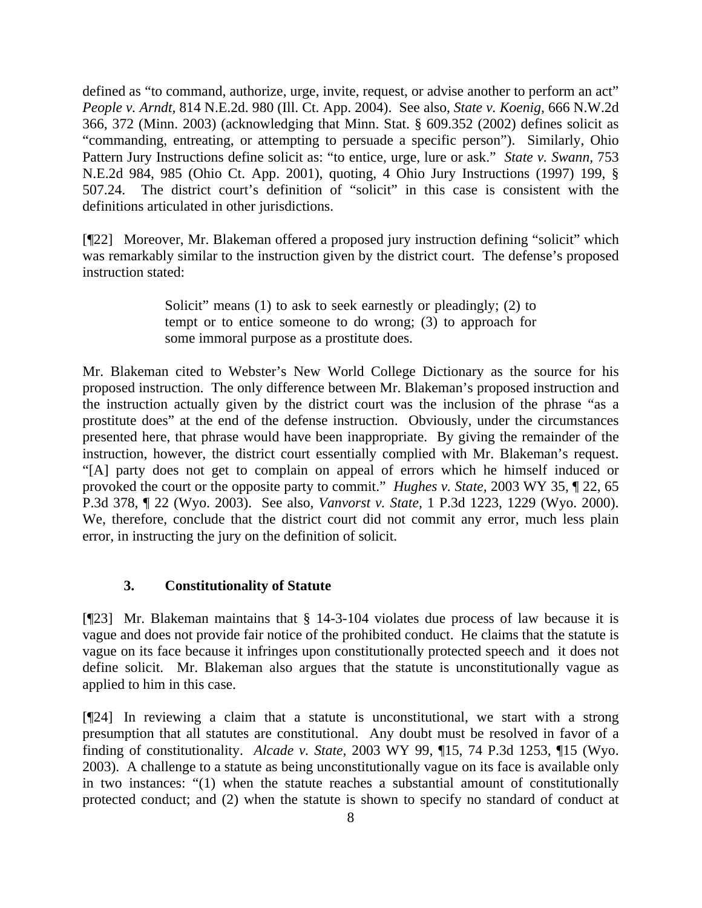defined as "to command, authorize, urge, invite, request, or advise another to perform an act" *People v. Arndt,* 814 N.E.2d. 980 (Ill. Ct. App. 2004). See also, *State v. Koenig,* 666 N.W.2d 366, 372 (Minn. 2003) (acknowledging that Minn. Stat. § 609.352 (2002) defines solicit as "commanding, entreating, or attempting to persuade a specific person"). Similarly, Ohio Pattern Jury Instructions define solicit as: "to entice, urge, lure or ask." *State v. Swann*, 753 N.E.2d 984, 985 (Ohio Ct. App. 2001), quoting, 4 Ohio Jury Instructions (1997) 199, § 507.24. The district court's definition of "solicit" in this case is consistent with the definitions articulated in other jurisdictions.

[¶22] Moreover, Mr. Blakeman offered a proposed jury instruction defining "solicit" which was remarkably similar to the instruction given by the district court. The defense's proposed instruction stated:

> Solicit" means (1) to ask to seek earnestly or pleadingly; (2) to tempt or to entice someone to do wrong; (3) to approach for some immoral purpose as a prostitute does.

Mr. Blakeman cited to Webster's New World College Dictionary as the source for his proposed instruction. The only difference between Mr. Blakeman's proposed instruction and the instruction actually given by the district court was the inclusion of the phrase "as a prostitute does" at the end of the defense instruction. Obviously, under the circumstances presented here, that phrase would have been inappropriate. By giving the remainder of the instruction, however, the district court essentially complied with Mr. Blakeman's request. "[A] party does not get to complain on appeal of errors which he himself induced or provoked the court or the opposite party to commit." *Hughes v. State*, 2003 WY 35, ¶ 22, 65 P.3d 378, ¶ 22 (Wyo. 2003). See also, *Vanvorst v. State,* 1 P.3d 1223, 1229 (Wyo. 2000). We, therefore, conclude that the district court did not commit any error, much less plain error, in instructing the jury on the definition of solicit.

### 3. Constitutionality of Statute

[¶23] Mr. Blakeman maintains that § 14-3-104 violates due process of law because it is vague and does not provide fair notice of the prohibited conduct. He claims that the statute is vague on its face because it infringes upon constitutionally protected speech and it does not define solicit. Mr. Blakeman also argues that the statute is unconstitutionally vague as applied to him in this case.

[¶24] In reviewing a claim that a statute is unconstitutional, we start with a strong presumption that all statutes are constitutional. Any doubt must be resolved in favor of a finding of constitutionality. *Alcade v. State,* 2003 WY 99, ¶15, 74 P.3d 1253, ¶15 (Wyo. 2003). A challenge to a statute as being unconstitutionally vague on its face is available only in two instances: "(1) when the statute reaches a substantial amount of constitutionally protected conduct; and (2) when the statute is shown to specify no standard of conduct at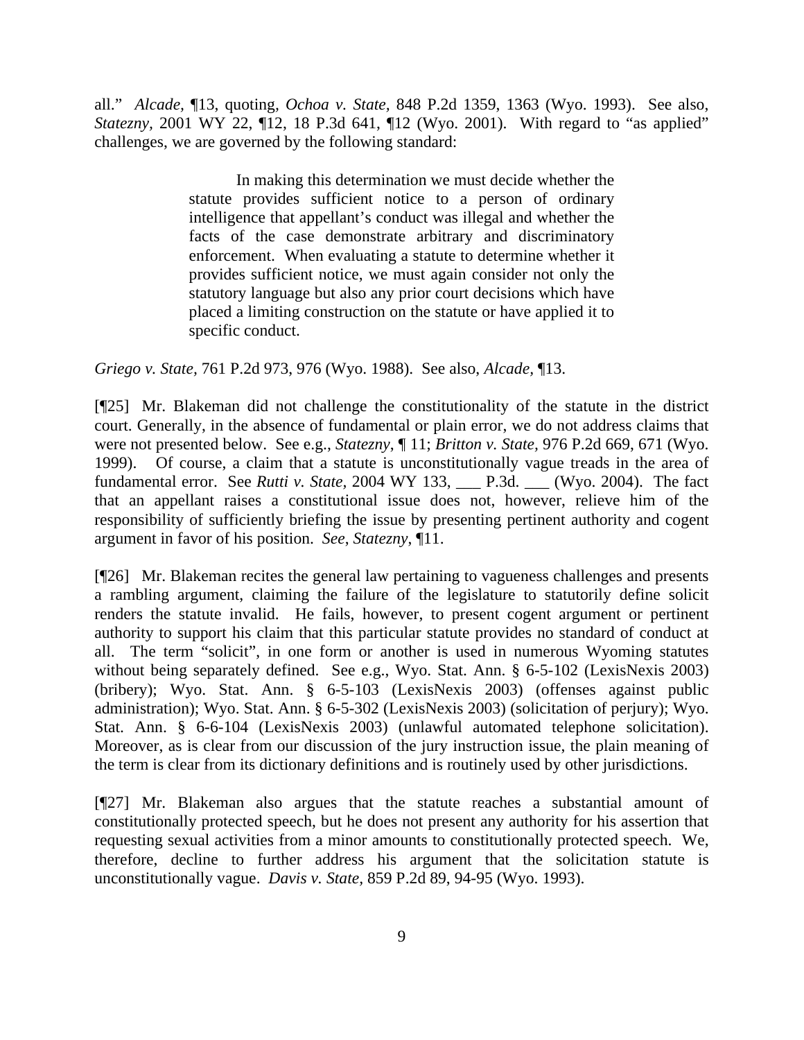all." *Alcade,* ¶13, quoting, *Ochoa v. State,* 848 P.2d 1359, 1363 (Wyo. 1993). See also, *Statezny,* 2001 WY 22, ¶12, 18 P.3d 641, ¶12 (Wyo. 2001). With regard to "as applied" challenges, we are governed by the following standard:

> In making this determination we must decide whether the statute provides sufficient notice to a person of ordinary intelligence that appellant's conduct was illegal and whether the facts of the case demonstrate arbitrary and discriminatory enforcement. When evaluating a statute to determine whether it provides sufficient notice, we must again consider not only the statutory language but also any prior court decisions which have placed a limiting construction on the statute or have applied it to specific conduct.

*Griego v. State*, 761 P.2d 973, 976 (Wyo. 1988). See also, *Alcade*, ¶13.

[¶25] Mr. Blakeman did not challenge the constitutionality of the statute in the district court. Generally, in the absence of fundamental or plain error, we do not address claims that were not presented below. See e.g., *Statezny*, ¶ 11; *Britton v. State,* 976 P.2d 669, 671 (Wyo. 1999). Of course, a claim that a statute is unconstitutionally vague treads in the area of fundamental error. See *Rutti v. State*, 2004 WY 133, ___ P.3d. ___ (Wyo. 2004). The fact that an appellant raises a constitutional issue does not, however, relieve him of the responsibility of sufficiently briefing the issue by presenting pertinent authority and cogent argument in favor of his position. *See, Statezny*, ¶11.

[¶26] Mr. Blakeman recites the general law pertaining to vagueness challenges and presents a rambling argument, claiming the failure of the legislature to statutorily define solicit renders the statute invalid. He fails, however, to present cogent argument or pertinent authority to support his claim that this particular statute provides no standard of conduct at all. The term "solicit", in one form or another is used in numerous Wyoming statutes without being separately defined. See e.g., Wyo. Stat. Ann. § 6-5-102 (LexisNexis 2003) (bribery); Wyo. Stat. Ann. § 6-5-103 (LexisNexis 2003) (offenses against public administration); Wyo. Stat. Ann. § 6-5-302 (LexisNexis 2003) (solicitation of perjury); Wyo. Stat. Ann. § 6-6-104 (LexisNexis 2003) (unlawful automated telephone solicitation). Moreover, as is clear from our discussion of the jury instruction issue, the plain meaning of the term is clear from its dictionary definitions and is routinely used by other jurisdictions.

[¶27] Mr. Blakeman also argues that the statute reaches a substantial amount of constitutionally protected speech, but he does not present any authority for his assertion that requesting sexual activities from a minor amounts to constitutionally protected speech. We, therefore, decline to further address his argument that the solicitation statute is unconstitutionally vague. *Davis v. State,* 859 P.2d 89, 94-95 (Wyo. 1993).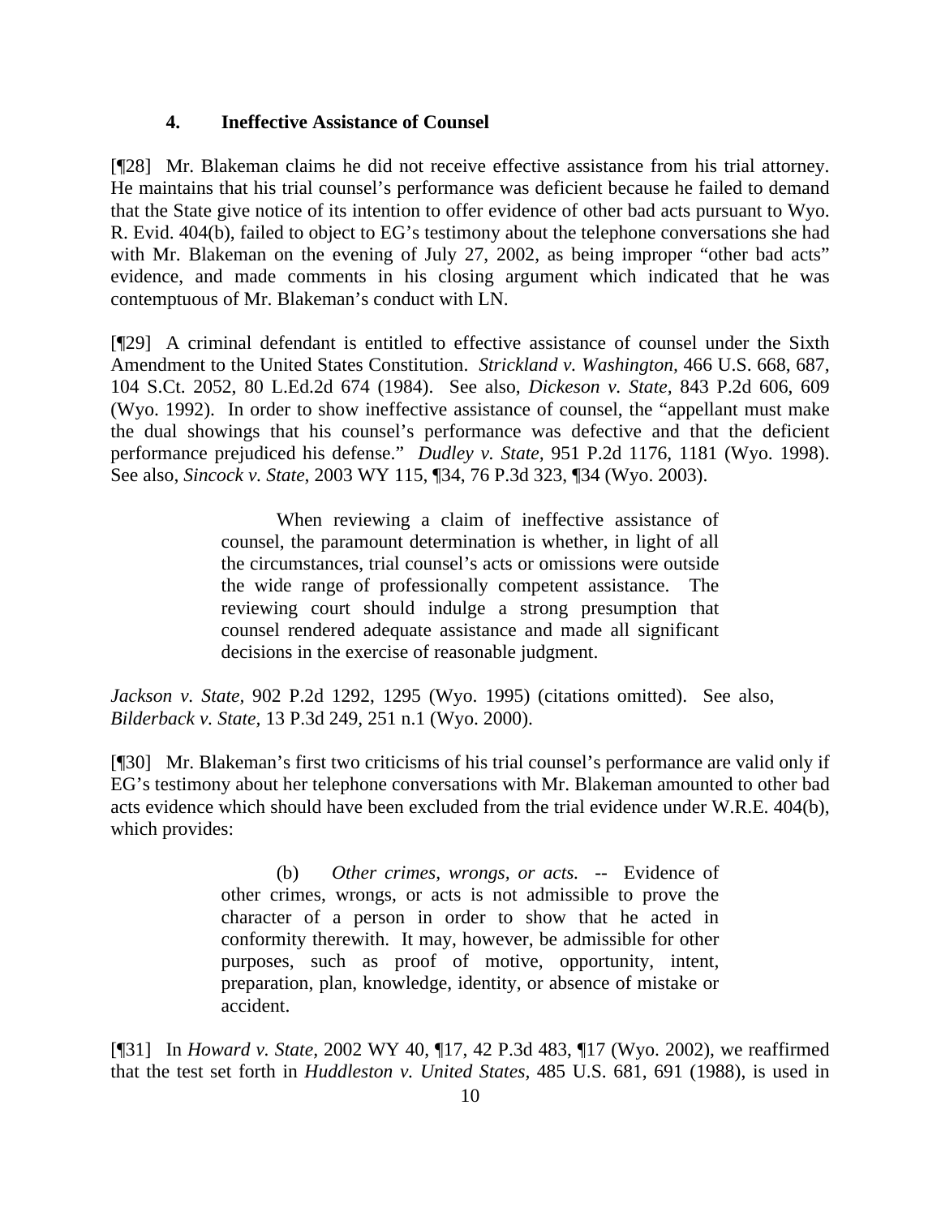### 4. Ineffective Assistance of Counsel

[¶28] Mr. Blakeman claims he did not receive effective assistance from his trial attorney. He maintains that his trial counsel's performance was deficient because he failed to demand that the State give notice of its intention to offer evidence of other bad acts pursuant to Wyo. R. Evid. 404(b), failed to object to EG's testimony about the telephone conversations she had with Mr. Blakeman on the evening of July 27, 2002, as being improper "other bad acts" evidence, and made comments in his closing argument which indicated that he was contemptuous of Mr. Blakeman's conduct with LN.

[¶29] A criminal defendant is entitled to effective assistance of counsel under the Sixth Amendment to the United States Constitution. *Strickland v. Washington,* 466 U.S. 668, 687, 104 S.Ct. 2052, 80 L.Ed.2d 674 (1984). See also, *Dickeson v. State,* 843 P.2d 606, 609 (Wyo. 1992). In order to show ineffective assistance of counsel, the "appellant must make the dual showings that his counsel's performance was defective and that the deficient performance prejudiced his defense." *Dudley v. State,* 951 P.2d 1176, 1181 (Wyo. 1998). See also, *Sincock v. State,* 2003 WY 115, ¶34, 76 P.3d 323, ¶34 (Wyo. 2003).

> When reviewing a claim of ineffective assistance of counsel, the paramount determination is whether, in light of all the circumstances, trial counsel's acts or omissions were outside the wide range of professionally competent assistance. The reviewing court should indulge a strong presumption that counsel rendered adequate assistance and made all significant decisions in the exercise of reasonable judgment.

*Jackson v. State,* 902 P.2d 1292, 1295 (Wyo. 1995) (citations omitted). See also, *Bilderback v. State,* 13 P.3d 249, 251 n.1 (Wyo. 2000).

[¶30] Mr. Blakeman's first two criticisms of his trial counsel's performance are valid only if EG's testimony about her telephone conversations with Mr. Blakeman amounted to other bad acts evidence which should have been excluded from the trial evidence under W.R.E. 404(b), which provides:

> (b) *Other crimes, wrongs, or acts.* -- Evidence of other crimes, wrongs, or acts is not admissible to prove the character of a person in order to show that he acted in conformity therewith. It may, however, be admissible for other purposes, such as proof of motive, opportunity, intent, preparation, plan, knowledge, identity, or absence of mistake or accident.

[¶31] In *Howard v. State,* 2002 WY 40, ¶17, 42 P.3d 483, ¶17 (Wyo. 2002), we reaffirmed that the test set forth in *Huddleston v. United States,* 485 U.S. 681, 691 (1988), is used in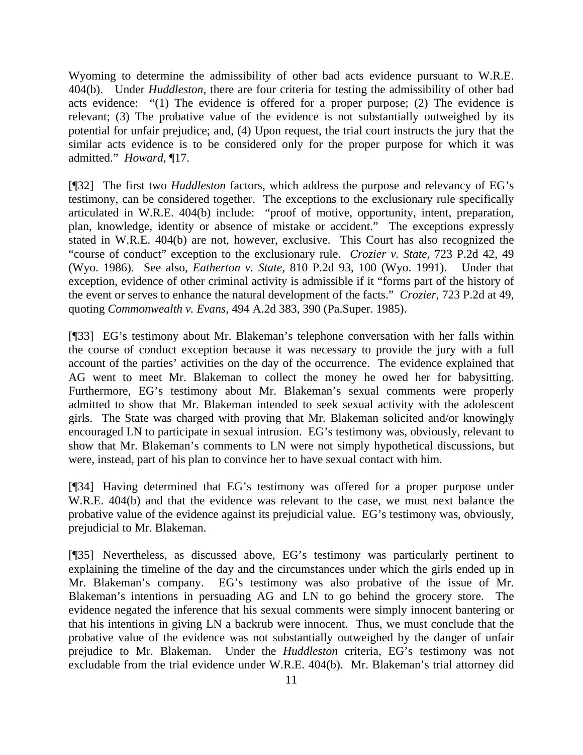Wyoming to determine the admissibility of other bad acts evidence pursuant to W.R.E. 404(b). Under *Huddleston*, there are four criteria for testing the admissibility of other bad acts evidence: "(1) The evidence is offered for a proper purpose; (2) The evidence is relevant; (3) The probative value of the evidence is not substantially outweighed by its potential for unfair prejudice; and, (4) Upon request, the trial court instructs the jury that the similar acts evidence is to be considered only for the proper purpose for which it was admitted." *Howard*, ¶17.

[¶32] The first two *Huddleston* factors, which address the purpose and relevancy of EG's testimony, can be considered together. The exceptions to the exclusionary rule specifically articulated in W.R.E. 404(b) include: "proof of motive, opportunity, intent, preparation, plan, knowledge, identity or absence of mistake or accident." The exceptions expressly stated in W.R.E. 404(b) are not, however, exclusive. This Court has also recognized the "course of conduct" exception to the exclusionary rule. *Crozier v. State*, 723 P.2d 42, 49 (Wyo. 1986). See also, *Eatherton v. State*, 810 P.2d 93, 100 (Wyo. 1991). Under that exception, evidence of other criminal activity is admissible if it "forms part of the history of the event or serves to enhance the natural development of the facts." *Crozier*, 723 P.2d at 49, quoting *Commonwealth v. Evans*, 494 A.2d 383, 390 (Pa.Super. 1985).

[¶33] EG's testimony about Mr. Blakeman's telephone conversation with her falls within the course of conduct exception because it was necessary to provide the jury with a full account of the parties' activities on the day of the occurrence. The evidence explained that AG went to meet Mr. Blakeman to collect the money he owed her for babysitting. Furthermore, EG's testimony about Mr. Blakeman's sexual comments were properly admitted to show that Mr. Blakeman intended to seek sexual activity with the adolescent girls. The State was charged with proving that Mr. Blakeman solicited and/or knowingly encouraged LN to participate in sexual intrusion. EG's testimony was, obviously, relevant to show that Mr. Blakeman's comments to LN were not simply hypothetical discussions, but were, instead, part of his plan to convince her to have sexual contact with him.

[¶34] Having determined that EG's testimony was offered for a proper purpose under W.R.E. 404(b) and that the evidence was relevant to the case, we must next balance the probative value of the evidence against its prejudicial value. EG's testimony was, obviously, prejudicial to Mr. Blakeman.

[¶35] Nevertheless, as discussed above, EG's testimony was particularly pertinent to explaining the timeline of the day and the circumstances under which the girls ended up in Mr. Blakeman's company. EG's testimony was also probative of the issue of Mr. Blakeman's intentions in persuading AG and LN to go behind the grocery store. The evidence negated the inference that his sexual comments were simply innocent bantering or that his intentions in giving LN a backrub were innocent. Thus, we must conclude that the probative value of the evidence was not substantially outweighed by the danger of unfair prejudice to Mr. Blakeman. Under the *Huddleston* criteria, EG's testimony was not excludable from the trial evidence under W.R.E. 404(b). Mr. Blakeman's trial attorney did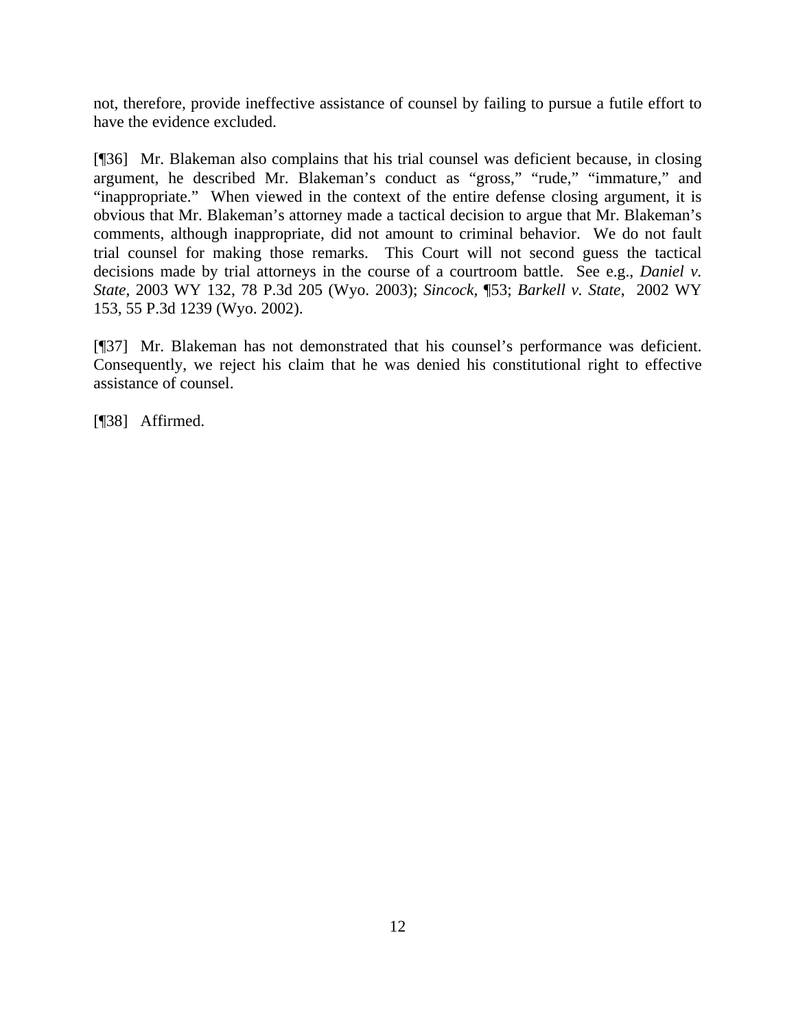not, therefore, provide ineffective assistance of counsel by failing to pursue a futile effort to have the evidence excluded.

[¶36] Mr. Blakeman also complains that his trial counsel was deficient because, in closing argument, he described Mr. Blakeman's conduct as "gross," "rude," "immature," and "inappropriate." When viewed in the context of the entire defense closing argument, it is obvious that Mr. Blakeman's attorney made a tactical decision to argue that Mr. Blakeman's comments, although inappropriate, did not amount to criminal behavior. We do not fault trial counsel for making those remarks. This Court will not second guess the tactical decisions made by trial attorneys in the course of a courtroom battle. See e.g., *Daniel v. State*, 2003 WY 132, 78 P.3d 205 (Wyo. 2003); *Sincock*, ¶53; *Barkell v. State*, 2002 WY 153, 55 P.3d 1239 (Wyo. 2002).

[¶37] Mr. Blakeman has not demonstrated that his counsel's performance was deficient. Consequently, we reject his claim that he was denied his constitutional right to effective assistance of counsel.

[¶38] Affirmed.